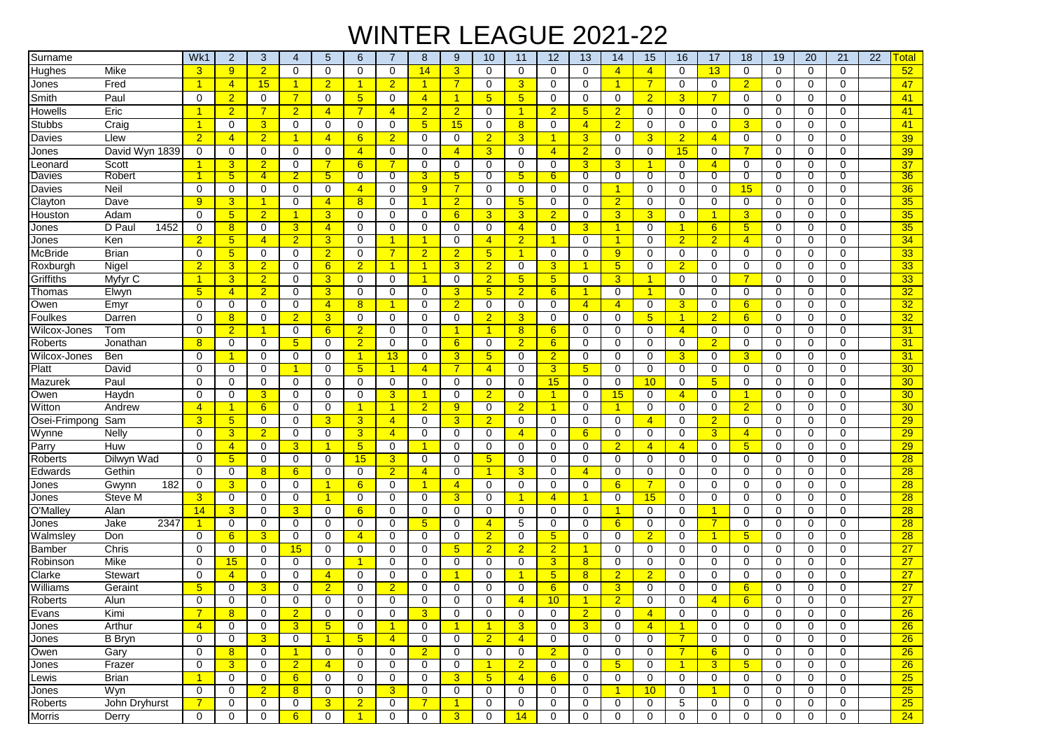# WINTER LEAGUE 2021-22

| Surname | | Wk1 | 2 | 3 | 4 | 5 | 6 | 7 | 8 | 9 | 10 | 11 | 12 | 13 | 14 | 15 | 16 | 17 | 18 | 19 | 20 | 21 | 22 | Total |
|---|---|---|---|---|---|---|---|---|---|---|---|---|---|---|---|---|---|---|---|---|---|---|---|---|
| Hughes | Mike | 3 | 9 | 2 | 0 | 0 | 0 | 0 | 14 | 3 | 0 | 0 | 0 | 0 | 4 | 4 | 0 | 13 | 0 | 0 | 0 | 0 | | 52 |
| Jones | Fred | 1 | 4 | 15 | 1 | 2 | 1 | 2 | 1 | 7 | 0 | 3 | 0 | 0 | 1 | 7 | 0 | 0 | 2 | 0 | 0 | 0 | | 47 |
| Smith | Paul | 0 | 2 | 0 | 7 | 0 | 5 | 0 | 4 | 1 | 5 | 5 | 0 | 0 | 0 | 2 | 3 | 7 | 0 | 0 | 0 | 0 | | 41 |
| Howells | Eric | 1 | 2 | 7 | 2 | 4 | 7 | 4 | 2 | 2 | 0 | 1 | 2 | 5 | 2 | 0 | 0 | 0 | 0 | 0 | 0 | 0 | | 41 |
| Stubbs | Craig | 1 | 0 | 3 | 0 | 0 | 0 | 0 | 5 | 15 | 0 | 8 | 0 | 4 | 2 | 0 | 0 | 0 | 3 | 0 | 0 | 0 | | 41 |
| Davies | Llew | 2 | 4 | 2 | 1 | 4 | 6 | 2 | 0 | 0 | 2 | 3 | 1 | 3 | 0 | 3 | 2 | 4 | 0 | 0 | 0 | 0 | | 39 |
| Jones | David Wyn 1839 | 0 | 0 | 0 | 0 | 0 | 4 | 0 | 0 | 4 | 3 | 0 | 4 | 2 | 0 | 0 | 15 | 0 | 7 | 0 | 0 | 0 | | 39 |
| Leonard | Scott | 1 | 3 | 2 | 0 | 7 | 6 | 7 | 0 | 0 | 0 | 0 | 0 | 3 | 3 | 1 | 0 | 4 | 0 | 0 | 0 | 0 | | 37 |
| Davies | Robert | 1 | 5 | 4 | 2 | 5 | 0 | 0 | 3 | 5 | 0 | 5 | 6 | 0 | 0 | 0 | 0 | 0 | 0 | 0 | 0 | 0 | | 36 |
| Davies | Neil | 0 | 0 | 0 | 0 | 0 | 4 | 0 | 9 | 7 | 0 | 0 | 0 | 0 | 1 | 0 | 0 | 0 | 15 | 0 | 0 | 0 | | 36 |
| Clayton | Dave | 9 | 3 | 1 | 0 | 4 | 8 | 0 | 1 | 2 | 0 | 5 | 0 | 0 | 2 | 0 | 0 | 0 | 0 | 0 | 0 | 0 | | 35 |
| Houston | Adam | 0 | 5 | 2 | 1 | 3 | 0 | 0 | 0 | 6 | 3 | 3 | 2 | 0 | 3 | 3 | 0 | 1 | 3 | 0 | 0 | 0 | | 35 |
| Jones | D Paul 1452 | 0 | 8 | 0 | 3 | 4 | 0 | 0 | 0 | 0 | 0 | 4 | 0 | 3 | 1 | 0 | 1 | 6 | 5 | 0 | 0 | 0 | | 35 |
| Jones | Ken | 2 | 5 | 4 | 2 | 3 | 0 | 1 | 1 | 0 | 4 | 2 | 1 | 0 | 1 | 0 | 2 | 2 | 4 | 0 | 0 | 0 | | 34 |
| McBride | Brian | 0 | 5 | 0 | 0 | 2 | 0 | 7 | 2 | 2 | 5 | 1 | 0 | 0 | 9 | 0 | 0 | 0 | 0 | 0 | 0 | 0 | | 33 |
| Roxburgh | Nigel | 2 | 3 | 2 | 0 | 6 | 2 | 1 | 1 | 3 | 2 | 0 | 3 | 1 | 5 | 0 | 2 | 0 | 0 | 0 | 0 | 0 | | 33 |
| Griffiths | Myfyr C | 1 | 3 | 2 | 0 | 3 | 0 | 0 | 1 | 0 | 2 | 5 | 5 | 0 | 3 | 1 | 0 | 0 | 7 | 0 | 0 | 0 | | 33 |
| Thomas | Elwyn | 5 | 4 | 2 | 0 | 3 | 0 | 0 | 0 | 3 | 5 | 2 | 6 | 1 | 0 | 1 | 0 | 0 | 0 | 0 | 0 | 0 | | 32 |
| Owen | Emyr | 0 | 0 | 0 | 0 | 4 | 8 | 1 | 0 | 2 | 0 | 0 | 0 | 4 | 4 | 0 | 3 | 0 | 6 | 0 | 0 | 0 | | 32 |
| Foulkes | Darren | 0 | 8 | 0 | 2 | 3 | 0 | 0 | 0 | 0 | 2 | 3 | 0 | 0 | 0 | 5 | 1 | 2 | 6 | 0 | 0 | 0 | | 32 |
| Wilcox-Jones | Tom | 0 | 2 | 1 | 0 | 6 | 2 | 0 | 0 | 1 | 1 | 8 | 6 | 0 | 0 | 0 | 4 | 0 | 0 | 0 | 0 | 0 | | 31 |
| Roberts | Jonathan | 8 | 0 | 0 | 5 | 0 | 2 | 0 | 0 | 6 | 0 | 2 | 6 | 0 | 0 | 0 | 0 | 2 | 0 | 0 | 0 | 0 | | 31 |
| Wilcox-Jones | Ben | 0 | 1 | 0 | 0 | 0 | 1 | 13 | 0 | 3 | 5 | 0 | 2 | 0 | 0 | 0 | 3 | 0 | 3 | 0 | 0 | 0 | | 31 |
| Platt | David | 0 | 0 | 0 | 1 | 0 | 5 | 1 | 4 | 7 | 4 | 0 | 3 | 5 | 0 | 0 | 0 | 0 | 0 | 0 | 0 | 0 | | 30 |
| Mazurek | Paul | 0 | 0 | 0 | 0 | 0 | 0 | 0 | 0 | 0 | 0 | 0 | 15 | 0 | 0 | 10 | 0 | 5 | 0 | 0 | 0 | 0 | | 30 |
| Owen | Haydn | 0 | 0 | 3 | 0 | 0 | 0 | 3 | 1 | 0 | 2 | 0 | 1 | 0 | 15 | 0 | 4 | 0 | 1 | 0 | 0 | 0 | | 30 |
| Witton | Andrew | 4 | 1 | 6 | 0 | 0 | 1 | 1 | 2 | 9 | 0 | 2 | 1 | 0 | 1 | 0 | 0 | 0 | 2 | 0 | 0 | 0 | | 30 |
| Osei-Frimpong | Sam | 3 | 5 | 0 | 0 | 3 | 3 | 4 | 0 | 3 | 2 | 0 | 0 | 0 | 0 | 4 | 0 | 2 | 0 | 0 | 0 | 0 | | 29 |
| Wynne | Nelly | 0 | 3 | 2 | 0 | 0 | 3 | 4 | 0 | 0 | 0 | 4 | 0 | 6 | 0 | 0 | 0 | 3 | 4 | 0 | 0 | 0 | | 29 |
| Parry | Huw | 0 | 4 | 0 | 3 | 1 | 5 | 0 | 1 | 0 | 0 | 0 | 0 | 0 | 2 | 4 | 4 | 0 | 5 | 0 | 0 | 0 | | 29 |
| Roberts | Dilwyn Wad | 0 | 5 | 0 | 0 | 0 | 15 | 3 | 0 | 0 | 5 | 0 | 0 | 0 | 0 | 0 | 0 | 0 | 0 | 0 | 0 | 0 | | 28 |
| Edwards | Gethin | 0 | 0 | 8 | 6 | 0 | 0 | 2 | 4 | 0 | 1 | 3 | 0 | 4 | 0 | 0 | 0 | 0 | 0 | 0 | 0 | 0 | | 28 |
| Jones | Gwynn 182 | 0 | 3 | 0 | 0 | 1 | 6 | 0 | 1 | 4 | 0 | 0 | 0 | 0 | 6 | 7 | 0 | 0 | 0 | 0 | 0 | 0 | | 28 |
| Jones | Steve M | 3 | 0 | 0 | 0 | 1 | 0 | 0 | 0 | 3 | 0 | 1 | 4 | 1 | 0 | 15 | 0 | 0 | 0 | 0 | 0 | 0 | | 28 |
| O'Malley | Alan | 14 | 3 | 0 | 3 | 0 | 6 | 0 | 0 | 0 | 0 | 0 | 0 | 0 | 1 | 0 | 0 | 1 | 0 | 0 | 0 | 0 | | 28 |
| Jones | Jake 2347 | 1 | 0 | 0 | 0 | 0 | 0 | 0 | 5 | 0 | 4 | 5 | 0 | 0 | 6 | 0 | 0 | 7 | 0 | 0 | 0 | 0 | | 28 |
| Walmsley | Don | 0 | 6 | 3 | 0 | 0 | 4 | 0 | 0 | 0 | 2 | 0 | 5 | 0 | 0 | 2 | 0 | 1 | 5 | 0 | 0 | 0 | | 28 |
| Bamber | Chris | 0 | 0 | 0 | 15 | 0 | 0 | 0 | 0 | 5 | 2 | 2 | 2 | 1 | 0 | 0 | 0 | 0 | 0 | 0 | 0 | 0 | | 27 |
| Robinson | Mike | 0 | 15 | 0 | 0 | 0 | 1 | 0 | 0 | 0 | 0 | 0 | 3 | 8 | 0 | 0 | 0 | 0 | 0 | 0 | 0 | 0 | | 27 |
| Clarke | Stewart | 0 | 4 | 0 | 0 | 4 | 0 | 0 | 0 | 1 | 0 | 1 | 5 | 8 | 2 | 2 | 0 | 0 | 0 | 0 | 0 | 0 | | 27 |
| Williams | Geraint | 5 | 0 | 3 | 0 | 2 | 0 | 2 | 0 | 0 | 0 | 0 | 6 | 0 | 3 | 0 | 0 | 0 | 6 | 0 | 0 | 0 | | 27 |
| Roberts | Alun | 0 | 0 | 0 | 0 | 0 | 0 | 0 | 0 | 0 | 0 | 4 | 10 | 1 | 2 | 0 | 0 | 4 | 6 | 0 | 0 | 0 | | 27 |
| Evans | Kimi | 7 | 8 | 0 | 2 | 0 | 0 | 0 | 3 | 0 | 0 | 0 | 0 | 2 | 0 | 4 | 0 | 0 | 0 | 0 | 0 | 0 | | 26 |
| Jones | Arthur | 4 | 0 | 0 | 3 | 5 | 0 | 1 | 0 | 1 | 1 | 3 | 0 | 3 | 0 | 4 | 1 | 0 | 0 | 0 | 0 | 0 | | 26 |
| Jones | B Bryn | 0 | 0 | 3 | 0 | 1 | 5 | 4 | 0 | 0 | 2 | 4 | 0 | 0 | 0 | 0 | 7 | 0 | 0 | 0 | 0 | 0 | | 26 |
| Owen | Gary | 0 | 8 | 0 | 1 | 0 | 0 | 0 | 2 | 0 | 0 | 0 | 2 | 0 | 0 | 0 | 7 | 6 | 0 | 0 | 0 | 0 | | 26 |
| Jones | Frazer | 0 | 3 | 0 | 2 | 4 | 0 | 0 | 0 | 0 | 1 | 2 | 0 | 0 | 5 | 0 | 1 | 3 | 5 | 0 | 0 | 0 | | 26 |
| Lewis | Brian | 1 | 0 | 0 | 6 | 0 | 0 | 0 | 0 | 3 | 5 | 4 | 6 | 0 | 0 | 0 | 0 | 0 | 0 | 0 | 0 | 0 | | 25 |
| Jones | Wyn | 0 | 0 | 2 | 8 | 0 | 0 | 3 | 0 | 0 | 0 | 0 | 0 | 0 | 1 | 10 | 0 | 1 | 0 | 0 | 0 | 0 | | 25 |
| Roberts | John Dryhurst | 7 | 0 | 0 | 0 | 3 | 2 | 0 | 7 | 1 | 0 | 0 | 0 | 0 | 0 | 0 | 5 | 0 | 0 | 0 | 0 | 0 | | 25 |
| Morris | Derry | 0 | 0 | 0 | 6 | 0 | 1 | 0 | 0 | 3 | 0 | 14 | 0 | 0 | 0 | 0 | 0 | 0 | 0 | 0 | 0 | 0 | | 24 |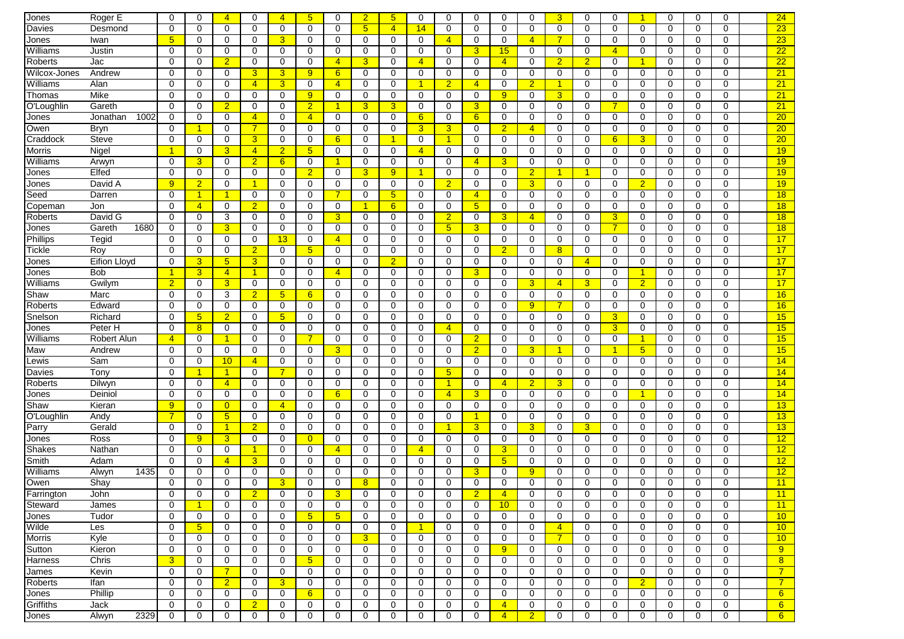| | | | | | | | | | | | | | | | | | | | | | | | | | |
|---|---|---|---|---|---|---|---|---|---|---|---|---|---|---|---|---|---|---|---|---|---|---|---|---|---|
| Jones | Roger E | 0 | 0 | 4 | 0 | 4 | 5 | 0 | 2 | 5 | 0 | 0 | 0 | 0 | 0 | 3 | 0 | 0 | 1 | 0 | 0 | 0 | | 24 |
| Davies | Desmond | 0 | 0 | 0 | 0 | 0 | 0 | 0 | 5 | 4 | 14 | 0 | 0 | 0 | 0 | 0 | 0 | 0 | 0 | 0 | 0 | 0 | | 23 |
| Jones | Iwan | 5 | 0 | 0 | 0 | 3 | 0 | 0 | 0 | 0 | 0 | 4 | 0 | 0 | 4 | 7 | 0 | 0 | 0 | 0 | 0 | 0 | | 23 |
| Williams | Justin | 0 | 0 | 0 | 0 | 0 | 0 | 0 | 0 | 0 | 0 | 0 | 3 | 15 | 0 | 0 | 0 | 4 | 0 | 0 | 0 | 0 | | 22 |
| Roberts | Jac | 0 | 0 | 2 | 0 | 0 | 0 | 4 | 3 | 0 | 4 | 0 | 0 | 4 | 0 | 2 | 2 | 0 | 1 | 0 | 0 | 0 | | 22 |
| Wilcox-Jones | Andrew | 0 | 0 | 0 | 3 | 3 | 9 | 6 | 0 | 0 | 0 | 0 | 0 | 0 | 0 | 0 | 0 | 0 | 0 | 0 | 0 | 0 | | 21 |
| Williams | Alan | 0 | 0 | 0 | 4 | 3 | 0 | 4 | 0 | 0 | 1 | 2 | 4 | 0 | 2 | 1 | 0 | 0 | 0 | 0 | 0 | 0 | | 21 |
| Thomas | Mike | 0 | 0 | 0 | 0 | 0 | 9 | 0 | 0 | 0 | 0 | 0 | 0 | 9 | 0 | 3 | 0 | 0 | 0 | 0 | 0 | 0 | | 21 |
| O'Loughlin | Gareth | 0 | 0 | 2 | 0 | 0 | 2 | 1 | 3 | 3 | 0 | 0 | 3 | 0 | 0 | 0 | 0 | 7 | 0 | 0 | 0 | 0 | | 21 |
| Jones | Jonathan 1002 | 0 | 0 | 0 | 4 | 0 | 4 | 0 | 0 | 0 | 6 | 0 | 6 | 0 | 0 | 0 | 0 | 0 | 0 | 0 | 0 | 0 | | 20 |
| Owen | Bryn | 0 | 1 | 0 | 7 | 0 | 0 | 0 | 0 | 0 | 3 | 3 | 0 | 2 | 4 | 0 | 0 | 0 | 0 | 0 | 0 | 0 | | 20 |
| Craddock | Steve | 0 | 0 | 0 | 3 | 0 | 0 | 6 | 0 | 1 | 0 | 1 | 0 | 0 | 0 | 0 | 0 | 6 | 3 | 0 | 0 | 0 | | 20 |
| Morris | Nigel | 1 | 0 | 3 | 4 | 2 | 5 | 0 | 0 | 0 | 4 | 0 | 0 | 0 | 0 | 0 | 0 | 0 | 0 | 0 | 0 | 0 | | 19 |
| Williams | Arwyn | 0 | 3 | 0 | 2 | 6 | 0 | 1 | 0 | 0 | 0 | 0 | 4 | 3 | 0 | 0 | 0 | 0 | 0 | 0 | 0 | 0 | | 19 |
| Jones | Elfed | 0 | 0 | 0 | 0 | 0 | 2 | 0 | 3 | 9 | 1 | 0 | 0 | 0 | 2 | 1 | 1 | 0 | 0 | 0 | 0 | 0 | | 19 |
| Jones | David A | 9 | 2 | 0 | 1 | 0 | 0 | 0 | 0 | 0 | 0 | 2 | 0 | 0 | 3 | 0 | 0 | 0 | 2 | 0 | 0 | 0 | | 19 |
| Seed | Darren | 0 | 1 | 1 | 0 | 0 | 0 | 7 | 0 | 5 | 0 | 0 | 4 | 0 | 0 | 0 | 0 | 0 | 0 | 0 | 0 | 0 | | 18 |
| Copeman | Jon | 0 | 4 | 0 | 2 | 0 | 0 | 0 | 1 | 6 | 0 | 0 | 5 | 0 | 0 | 0 | 0 | 0 | 0 | 0 | 0 | 0 | | 18 |
| Roberts | David G | 0 | 0 | 3 | 0 | 0 | 0 | 3 | 0 | 0 | 0 | 2 | 0 | 3 | 4 | 0 | 0 | 3 | 0 | 0 | 0 | 0 | | 18 |
| Jones | Gareth 1680 | 0 | 0 | 3 | 0 | 0 | 0 | 0 | 0 | 0 | 0 | 5 | 3 | 0 | 0 | 0 | 0 | 7 | 0 | 0 | 0 | 0 | | 18 |
| Phillips | Tegid | 0 | 0 | 0 | 0 | 13 | 0 | 4 | 0 | 0 | 0 | 0 | 0 | 0 | 0 | 0 | 0 | 0 | 0 | 0 | 0 | 0 | | 17 |
| Tickle | Roy | 0 | 0 | 0 | 2 | 0 | 5 | 0 | 0 | 0 | 0 | 0 | 0 | 2 | 0 | 8 | 0 | 0 | 0 | 0 | 0 | 0 | | 17 |
| Jones | Eifion Lloyd | 0 | 3 | 5 | 3 | 0 | 0 | 0 | 0 | 2 | 0 | 0 | 0 | 0 | 0 | 0 | 4 | 0 | 0 | 0 | 0 | 0 | | 17 |
| Jones | Bob | 1 | 3 | 4 | 1 | 0 | 0 | 4 | 0 | 0 | 0 | 0 | 3 | 0 | 0 | 0 | 0 | 0 | 1 | 0 | 0 | 0 | | 17 |
| Williams | Gwilym | 2 | 0 | 3 | 0 | 0 | 0 | 0 | 0 | 0 | 0 | 0 | 0 | 0 | 3 | 4 | 3 | 0 | 2 | 0 | 0 | 0 | | 17 |
| Shaw | Marc | 0 | 0 | 3 | 2 | 5 | 6 | 0 | 0 | 0 | 0 | 0 | 0 | 0 | 0 | 0 | 0 | 0 | 0 | 0 | 0 | 0 | | 16 |
| Roberts | Edward | 0 | 0 | 0 | 0 | 0 | 0 | 0 | 0 | 0 | 0 | 0 | 0 | 0 | 9 | 7 | 0 | 0 | 0 | 0 | 0 | 0 | | 16 |
| Snelson | Richard | 0 | 5 | 2 | 0 | 5 | 0 | 0 | 0 | 0 | 0 | 0 | 0 | 0 | 0 | 0 | 0 | 3 | 0 | 0 | 0 | 0 | | 15 |
| Jones | Peter H | 0 | 8 | 0 | 0 | 0 | 0 | 0 | 0 | 0 | 0 | 4 | 0 | 0 | 0 | 0 | 0 | 3 | 0 | 0 | 0 | 0 | | 15 |
| Williams | Robert Alun | 4 | 0 | 1 | 0 | 0 | 7 | 0 | 0 | 0 | 0 | 0 | 2 | 0 | 0 | 0 | 0 | 0 | 1 | 0 | 0 | 0 | | 15 |
| Maw | Andrew | 0 | 0 | 0 | 0 | 0 | 0 | 3 | 0 | 0 | 0 | 0 | 2 | 0 | 3 | 1 | 0 | 1 | 5 | 0 | 0 | 0 | | 15 |
| Lewis | Sam | 0 | 0 | 10 | 4 | 0 | 0 | 0 | 0 | 0 | 0 | 0 | 0 | 0 | 0 | 0 | 0 | 0 | 0 | 0 | 0 | 0 | | 14 |
| Davies | Tony | 0 | 1 | 1 | 0 | 7 | 0 | 0 | 0 | 0 | 0 | 5 | 0 | 0 | 0 | 0 | 0 | 0 | 0 | 0 | 0 | 0 | | 14 |
| Roberts | Dilwyn | 0 | 0 | 4 | 0 | 0 | 0 | 0 | 0 | 0 | 0 | 1 | 0 | 4 | 2 | 3 | 0 | 0 | 0 | 0 | 0 | 0 | | 14 |
| Jones | Deiniol | 0 | 0 | 0 | 0 | 0 | 0 | 6 | 0 | 0 | 0 | 4 | 3 | 0 | 0 | 0 | 0 | 0 | 1 | 0 | 0 | 0 | | 14 |
| Shaw | Kieran | 9 | 0 | 0 | 0 | 4 | 0 | 0 | 0 | 0 | 0 | 0 | 0 | 0 | 0 | 0 | 0 | 0 | 0 | 0 | 0 | 0 | | 13 |
| O'Loughlin | Andy | 7 | 0 | 5 | 0 | 0 | 0 | 0 | 0 | 0 | 0 | 0 | 1 | 0 | 0 | 0 | 0 | 0 | 0 | 0 | 0 | 0 | | 13 |
| Parry | Gerald | 0 | 0 | 1 | 2 | 0 | 0 | 0 | 0 | 0 | 0 | 1 | 3 | 0 | 3 | 0 | 3 | 0 | 0 | 0 | 0 | 0 | | 13 |
| Jones | Ross | 0 | 9 | 3 | 0 | 0 | 0 | 0 | 0 | 0 | 0 | 0 | 0 | 0 | 0 | 0 | 0 | 0 | 0 | 0 | 0 | 0 | | 12 |
| Shakes | Nathan | 0 | 0 | 0 | 1 | 0 | 0 | 4 | 0 | 0 | 4 | 0 | 0 | 3 | 0 | 0 | 0 | 0 | 0 | 0 | 0 | 0 | | 12 |
| Smith | Adam | 0 | 0 | 4 | 3 | 0 | 0 | 0 | 0 | 0 | 0 | 0 | 0 | 5 | 0 | 0 | 0 | 0 | 0 | 0 | 0 | 0 | | 12 |
| Williams | Alwyn 1435 | 0 | 0 | 0 | 0 | 0 | 0 | 0 | 0 | 0 | 0 | 0 | 3 | 0 | 9 | 0 | 0 | 0 | 0 | 0 | 0 | 0 | | 12 |
| Owen | Shay | 0 | 0 | 0 | 0 | 3 | 0 | 0 | 8 | 0 | 0 | 0 | 0 | 0 | 0 | 0 | 0 | 0 | 0 | 0 | 0 | 0 | | 11 |
| Farrington | John | 0 | 0 | 0 | 2 | 0 | 0 | 3 | 0 | 0 | 0 | 0 | 2 | 4 | 0 | 0 | 0 | 0 | 0 | 0 | 0 | 0 | | 11 |
| Steward | James | 0 | 1 | 0 | 0 | 0 | 0 | 0 | 0 | 0 | 0 | 0 | 0 | 10 | 0 | 0 | 0 | 0 | 0 | 0 | 0 | 0 | | 11 |
| Jones | Tudor | 0 | 0 | 0 | 0 | 0 | 5 | 5 | 0 | 0 | 0 | 0 | 0 | 0 | 0 | 0 | 0 | 0 | 0 | 0 | 0 | 0 | | 10 |
| Wilde | Les | 0 | 5 | 0 | 0 | 0 | 0 | 0 | 0 | 0 | 1 | 0 | 0 | 0 | 0 | 4 | 0 | 0 | 0 | 0 | 0 | 0 | | 10 |
| Morris | Kyle | 0 | 0 | 0 | 0 | 0 | 0 | 0 | 3 | 0 | 0 | 0 | 0 | 0 | 0 | 7 | 0 | 0 | 0 | 0 | 0 | 0 | | 10 |
| Sutton | Kieron | 0 | 0 | 0 | 0 | 0 | 0 | 0 | 0 | 0 | 0 | 0 | 0 | 9 | 0 | 0 | 0 | 0 | 0 | 0 | 0 | 0 | | 9 |
| Harness | Chris | 3 | 0 | 0 | 0 | 0 | 5 | 0 | 0 | 0 | 0 | 0 | 0 | 0 | 0 | 0 | 0 | 0 | 0 | 0 | 0 | 0 | | 8 |
| James | Kevin | 0 | 0 | 7 | 0 | 0 | 0 | 0 | 0 | 0 | 0 | 0 | 0 | 0 | 0 | 0 | 0 | 0 | 0 | 0 | 0 | 0 | | 7 |
| Roberts | Ifan | 0 | 0 | 2 | 0 | 3 | 0 | 0 | 0 | 0 | 0 | 0 | 0 | 0 | 0 | 0 | 0 | 0 | 2 | 0 | 0 | 0 | | 7 |
| Jones | Phillip | 0 | 0 | 0 | 0 | 0 | 6 | 0 | 0 | 0 | 0 | 0 | 0 | 0 | 0 | 0 | 0 | 0 | 0 | 0 | 0 | 0 | | 6 |
| Griffiths | Jack | 0 | 0 | 0 | 2 | 0 | 0 | 0 | 0 | 0 | 0 | 0 | 0 | 4 | 0 | 0 | 0 | 0 | 0 | 0 | 0 | 0 | | 6 |
| Jones | Alwyn 2329 | 0 | 0 | 0 | 0 | 0 | 0 | 0 | 0 | 0 | 0 | 0 | 0 | 4 | 2 | 0 | 0 | 0 | 0 | 0 | 0 | 0 | | 6 |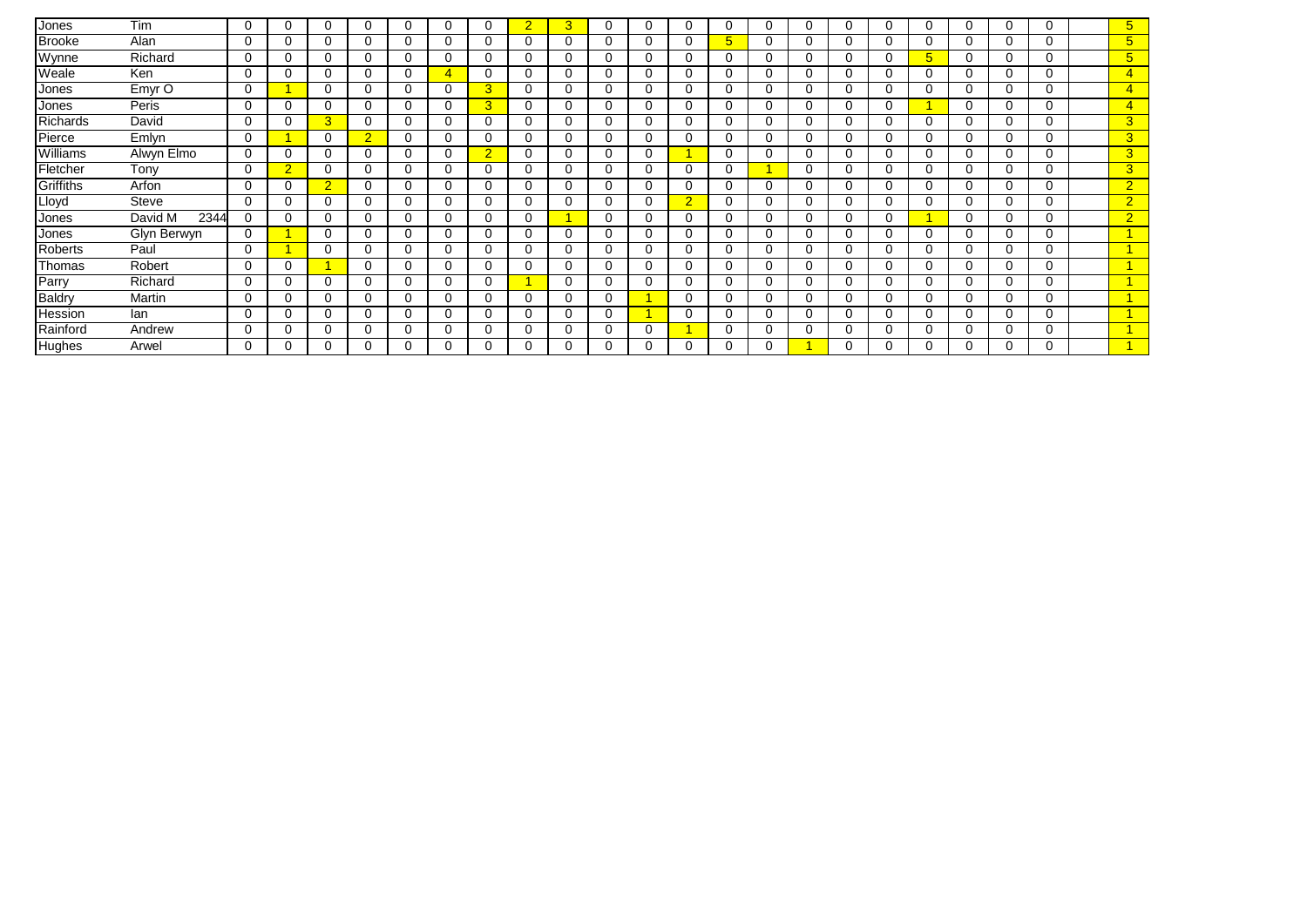| | | | | | | | | | | | | | | | | | | | | | | | | |
|---|---|---|---|---|---|---|---|---|---|---|---|---|---|---|---|---|---|---|---|---|---|---|---|---|
| Jones | Tim | 0 | 0 | 0 | 0 | 0 | 0 | 0 | 2 | 3 | 0 | 0 | 0 | 0 | 0 | 0 | 0 | 0 | 0 | 0 | 0 | 0 | | 5 |
| Brooke | Alan | 0 | 0 | 0 | 0 | 0 | 0 | 0 | 0 | 0 | 0 | 0 | 0 | 5 | 0 | 0 | 0 | 0 | 0 | 0 | 0 | 0 | | 5 |
| Wynne | Richard | 0 | 0 | 0 | 0 | 0 | 0 | 0 | 0 | 0 | 0 | 0 | 0 | 0 | 0 | 0 | 0 | 0 | 5 | 0 | 0 | 0 | | 5 |
| Weale | Ken | 0 | 0 | 0 | 0 | 0 | 4 | 0 | 0 | 0 | 0 | 0 | 0 | 0 | 0 | 0 | 0 | 0 | 0 | 0 | 0 | 0 | | 4 |
| Jones | Emyr O | 0 | 1 | 0 | 0 | 0 | 0 | 3 | 0 | 0 | 0 | 0 | 0 | 0 | 0 | 0 | 0 | 0 | 0 | 0 | 0 | 0 | | 4 |
| Jones | Peris | 0 | 0 | 0 | 0 | 0 | 0 | 3 | 0 | 0 | 0 | 0 | 0 | 0 | 0 | 0 | 0 | 0 | 1 | 0 | 0 | 0 | | 4 |
| Richards | David | 0 | 0 | 3 | 0 | 0 | 0 | 0 | 0 | 0 | 0 | 0 | 0 | 0 | 0 | 0 | 0 | 0 | 0 | 0 | 0 | 0 | | 3 |
| Pierce | Emlyn | 0 | 1 | 0 | 2 | 0 | 0 | 0 | 0 | 0 | 0 | 0 | 0 | 0 | 0 | 0 | 0 | 0 | 0 | 0 | 0 | 0 | | 3 |
| Williams | Alwyn Elmo | 0 | 0 | 0 | 0 | 0 | 0 | 2 | 0 | 0 | 0 | 0 | 1 | 0 | 0 | 0 | 0 | 0 | 0 | 0 | 0 | 0 | | 3 |
| Fletcher | Tony | 0 | 2 | 0 | 0 | 0 | 0 | 0 | 0 | 0 | 0 | 0 | 0 | 0 | 1 | 0 | 0 | 0 | 0 | 0 | 0 | 0 | | 3 |
| Griffiths | Arfon | 0 | 0 | 2 | 0 | 0 | 0 | 0 | 0 | 0 | 0 | 0 | 0 | 0 | 0 | 0 | 0 | 0 | 0 | 0 | 0 | 0 | | 2 |
| Lloyd | Steve | 0 | 0 | 0 | 0 | 0 | 0 | 0 | 0 | 0 | 0 | 0 | 2 | 0 | 0 | 0 | 0 | 0 | 0 | 0 | 0 | 0 | | 2 |
| Jones | David M 2344 | 0 | 0 | 0 | 0 | 0 | 0 | 0 | 0 | 1 | 0 | 0 | 0 | 0 | 0 | 0 | 0 | 0 | 1 | 0 | 0 | 0 | | 2 |
| Jones | Glyn Berwyn | 0 | 1 | 0 | 0 | 0 | 0 | 0 | 0 | 0 | 0 | 0 | 0 | 0 | 0 | 0 | 0 | 0 | 0 | 0 | 0 | 0 | | 1 |
| Roberts | Paul | 0 | 1 | 0 | 0 | 0 | 0 | 0 | 0 | 0 | 0 | 0 | 0 | 0 | 0 | 0 | 0 | 0 | 0 | 0 | 0 | 0 | | 1 |
| Thomas | Robert | 0 | 0 | 1 | 0 | 0 | 0 | 0 | 0 | 0 | 0 | 0 | 0 | 0 | 0 | 0 | 0 | 0 | 0 | 0 | 0 | 0 | | 1 |
| Parry | Richard | 0 | 0 | 0 | 0 | 0 | 0 | 0 | 1 | 0 | 0 | 0 | 0 | 0 | 0 | 0 | 0 | 0 | 0 | 0 | 0 | 0 | | 1 |
| Baldry | Martin | 0 | 0 | 0 | 0 | 0 | 0 | 0 | 0 | 0 | 0 | 1 | 0 | 0 | 0 | 0 | 0 | 0 | 0 | 0 | 0 | 0 | | 1 |
| Hession | Ian | 0 | 0 | 0 | 0 | 0 | 0 | 0 | 0 | 0 | 0 | 1 | 0 | 0 | 0 | 0 | 0 | 0 | 0 | 0 | 0 | 0 | | 1 |
| Rainford | Andrew | 0 | 0 | 0 | 0 | 0 | 0 | 0 | 0 | 0 | 0 | 0 | 1 | 0 | 0 | 0 | 0 | 0 | 0 | 0 | 0 | 0 | | 1 |
| Hughes | Arwel | 0 | 0 | 0 | 0 | 0 | 0 | 0 | 0 | 0 | 0 | 0 | 0 | 0 | 0 | 1 | 0 | 0 | 0 | 0 | 0 | 0 | | 1 |